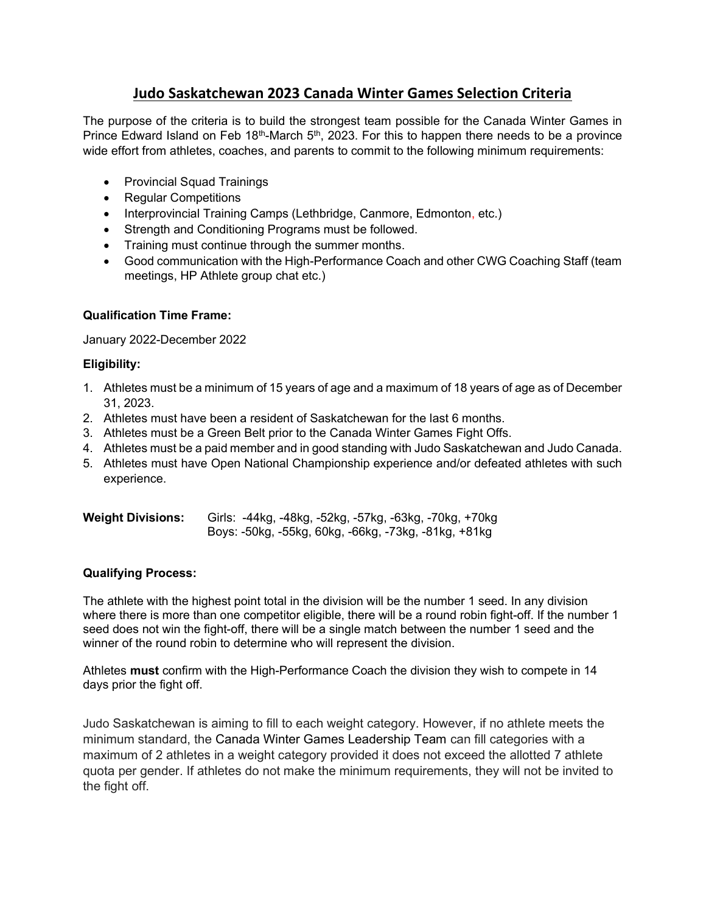# Judo Saskatchewan 2023 Canada Winter Games Selection Criteria

The purpose of the criteria is to build the strongest team possible for the Canada Winter Games in Prince Edward Island on Feb 18th-March 5th, 2023. For this to happen there needs to be a province wide effort from athletes, coaches, and parents to commit to the following minimum requirements:

- Provincial Squad Trainings
- Regular Competitions
- Interprovincial Training Camps (Lethbridge, Canmore, Edmonton, etc.)
- Strength and Conditioning Programs must be followed.
- Training must continue through the summer months.
- Good communication with the High-Performance Coach and other CWG Coaching Staff (team meetings, HP Athlete group chat etc.)

**Qualification Time Frame:**

January 2022-December 2022

**Eligibility:**

1. Athletes must be a minimum of 15 years of age and a maximum of 18 years of age as of December 31, 2023.
2. Athletes must have been a resident of Saskatchewan for the last 6 months.
3. Athletes must be a Green Belt prior to the Canada Winter Games Fight Offs.
4. Athletes must be a paid member and in good standing with Judo Saskatchewan and Judo Canada.
5. Athletes must have Open National Championship experience and/or defeated athletes with such experience.

**Weight Divisions:** Girls: -44kg, -48kg, -52kg, -57kg, -63kg, -70kg, +70kg
Boys: -50kg, -55kg, 60kg, -66kg, -73kg, -81kg, +81kg

**Qualifying Process:**

The athlete with the highest point total in the division will be the number 1 seed. In any division where there is more than one competitor eligible, there will be a round robin fight-off. If the number 1 seed does not win the fight-off, there will be a single match between the number 1 seed and the winner of the round robin to determine who will represent the division.

Athletes **must** confirm with the High-Performance Coach the division they wish to compete in 14 days prior the fight off.

Judo Saskatchewan is aiming to fill to each weight category. However, if no athlete meets the minimum standard, the Canada Winter Games Leadership Team can fill categories with a maximum of 2 athletes in a weight category provided it does not exceed the allotted 7 athlete quota per gender. If athletes do not make the minimum requirements, they will not be invited to the fight off.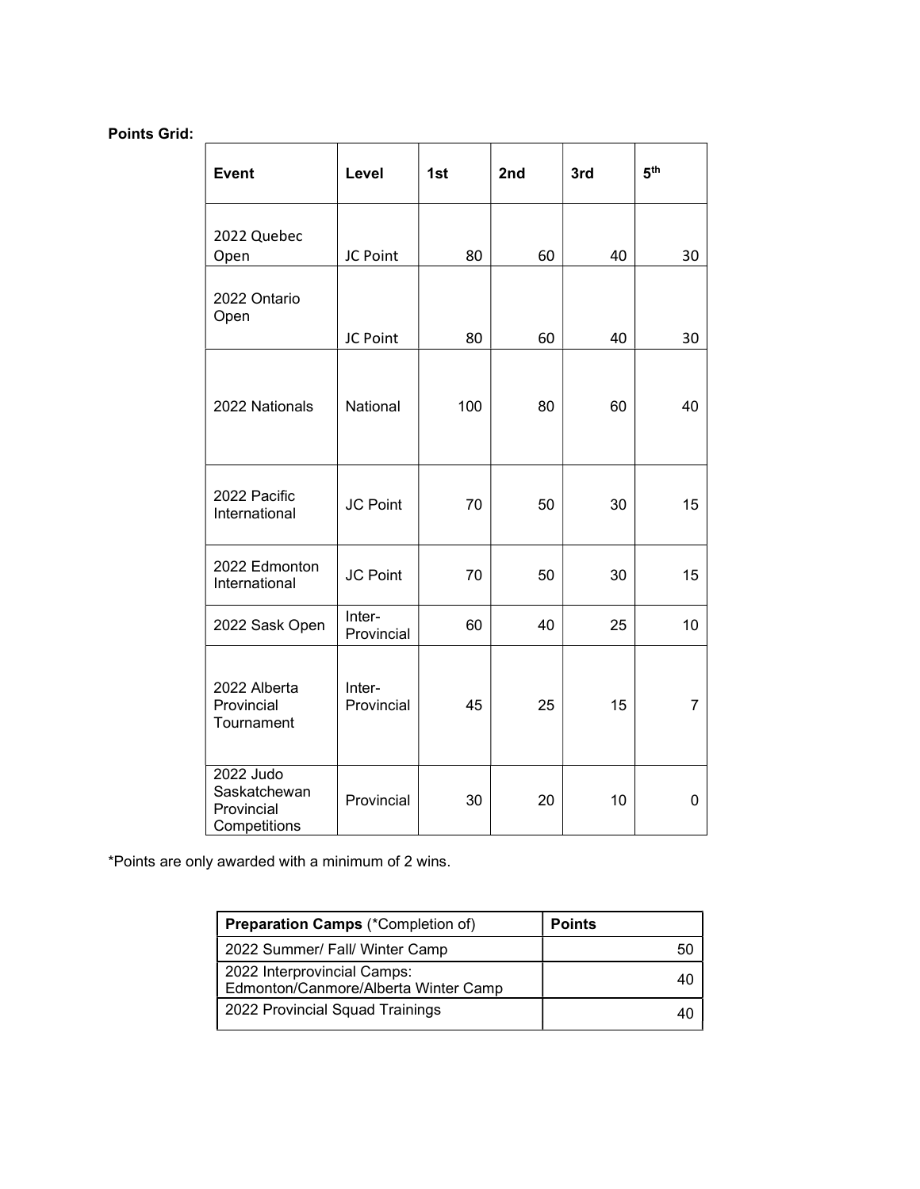**Points Grid:**

| Event | Level | 1st | 2nd | 3rd | 5th |
|---|---|---|---|---|---|
| 2022 Quebec Open | JC Point | 80 | 60 | 40 | 30 |
| 2022 Ontario Open | JC Point | 80 | 60 | 40 | 30 |
| 2022 Nationals | National | 100 | 80 | 60 | 40 |
| 2022 Pacific International | JC Point | 70 | 50 | 30 | 15 |
| 2022 Edmonton International | JC Point | 70 | 50 | 30 | 15 |
| 2022 Sask Open | Inter-Provincial | 60 | 40 | 25 | 10 |
| 2022 Alberta Provincial Tournament | Inter-Provincial | 45 | 25 | 15 | 7 |
| 2022 Judo Saskatchewan Provincial Competitions | Provincial | 30 | 20 | 10 | 0 |

*Points are only awarded with a minimum of 2 wins.

| **Preparation Camps** (*Completion of) | **Points** |
|---|---|
| 2022 Summer/ Fall/ Winter Camp | 50 |
| 2022 Interprovincial Camps: Edmonton/Canmore/Alberta Winter Camp | 40 |
| 2022 Provincial Squad Trainings | 40 |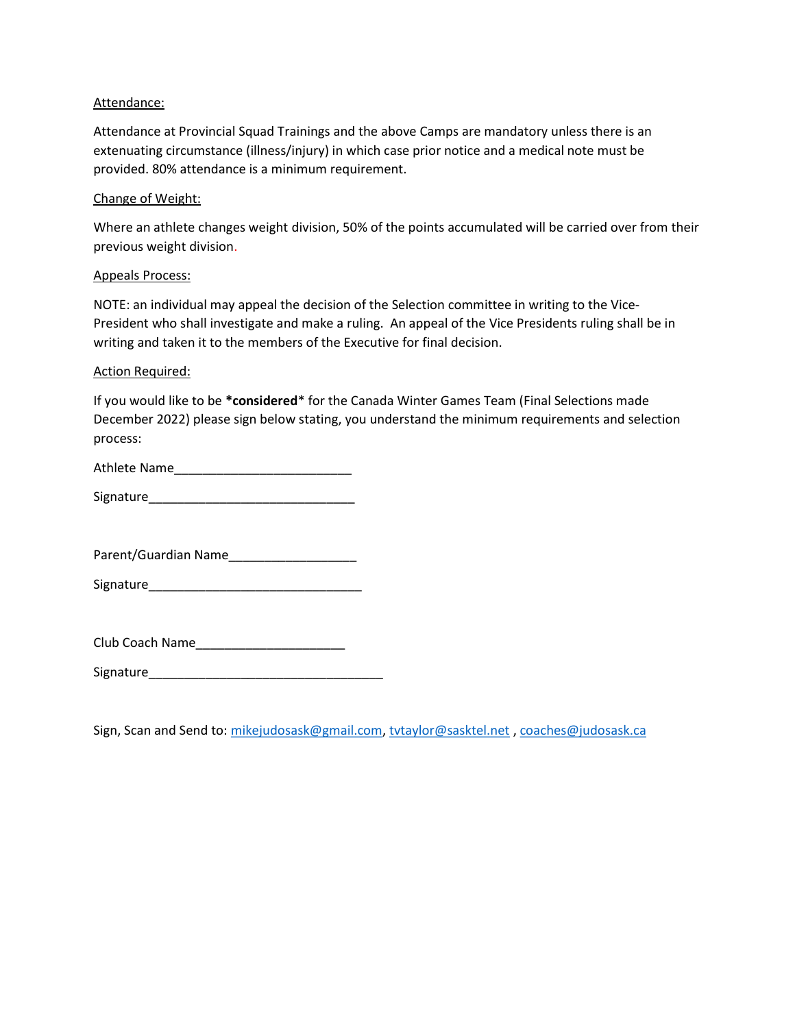Attendance:

Attendance at Provincial Squad Trainings and the above Camps are mandatory unless there is an extenuating circumstance (illness/injury) in which case prior notice and a medical note must be provided. 80% attendance is a minimum requirement.

Change of Weight:

Where an athlete changes weight division, 50% of the points accumulated will be carried over from their previous weight division.

Appeals Process:

NOTE: an individual may appeal the decision of the Selection committee in writing to the Vice-President who shall investigate and make a ruling. An appeal of the Vice Presidents ruling shall be in writing and taken it to the members of the Executive for final decision.

Action Required:

If you would like to be ***considered*** for the Canada Winter Games Team (Final Selections made December 2022) please sign below stating, you understand the minimum requirements and selection process:

Athlete Name_________________________

Signature_____________________________

Parent/Guardian Name__________________

Signature______________________________

Club Coach Name_____________________

Signature_________________________________

Sign, Scan and Send to: mikejudosask@gmail.com, tvtaylor@sasktel.net , coaches@judosask.ca